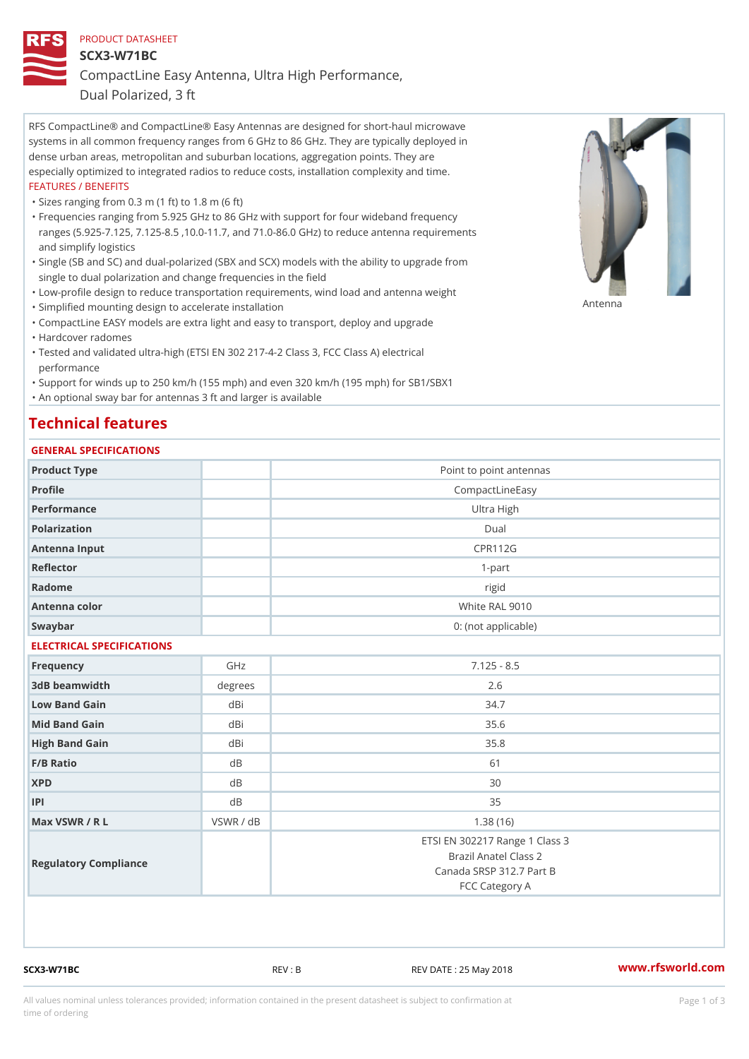PRODUCT DATASHEET

# SCX3-W71BC

## CompactLine Easy Antenna, Ultra High Performance, Dual Polarized, 3 ft

RFS CompactLine® and CompactLine® Easy Antennas are designed for short-haul microwave systems in all common frequency ranges from 6 GHz to 86 GHz. They are typically deployed in dense urban areas, metropolitan and suburban locations, aggregation points. They are especially optimized to integrated radios to reduce costs, installation complexity and time.

FEATURES / BENEFITS

- Sizes ranging from 0.3 m (1 ft) to 1.8 m (6 ft)
- Frequencies ranging from 5.925 GHz to 86 GHz with support for four wideband frequency ranges (5.925-7.125, 7.125-8.5 ,10.0-11.7, and 71.0-86.0 GHz) to reduce antenna requirements and simplify logistics
- Single (SB and SC) and dual-polarized (SBX and SCX) models with the ability to upgrade from single to dual polarization and change frequencies in the field
- Low-profile design to reduce transportation requirements, wind load and antenna weight
- Simplified mounting design to accelerate installation
- CompactLine EASY models are extra light and easy to transport, deploy and upgrade
- Hardcover radomes
- Tested and validated ultra-high (ETSI EN 302 217-4-2 Class 3, FCC Class A) electrical performance
- Support for winds up to 250 km/h (155 mph) and even 320 km/h (195 mph) for SB1/SBX1
- An optional sway bar for antennas 3 ft and larger is available

Antenna

## Technical features

### GENERAL SPECIFICATIONS

| | | |
|---|---|---|
| Product Type | | Point to point antennas |
| Profile | | CompactLineEasy |
| Performance | | Ultra High |
| Polarization | | Dual |
| Antenna Input | | CPR112G |
| Reflector | | 1-part |
| Radome | | rigid |
| Antenna color | | White RAL 9010 |
| Swaybar | | 0: (not applicable) |

### ELECTRICAL SPECIFICATIONS

| | | |
|---|---|---|
| Frequency | GHz | 7.125 - 8.5 |
| 3dB beamwidth | degrees | 2.6 |
| Low Band Gain | dBi | 34.7 |
| Mid Band Gain | dBi | 35.6 |
| High Band Gain | dBi | 35.8 |
| F/B Ratio | dB | 61 |
| XPD | dB | 30 |
| IPI | dB | 35 |
| Max VSWR / R L | VSWR / dB | 1.38 (16) |
| Regulatory Compliance | | ETSI EN 302217 Range 1 Class 3<br>Brazil Anatel Class 2<br>Canada SRSP 312.7 Part B<br>FCC Category A |

SCX3-W71BC REV : B REV DATE : 25 May 2018 www.rfsworld.com

All values nominal unless tolerances provided; information contained in the present datasheet is subject to confirmation at time of ordering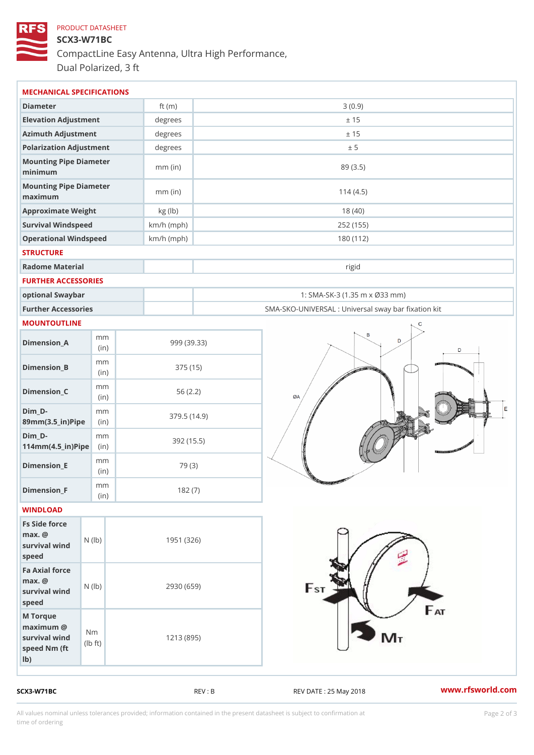PRODUCT DATASHEET

# SCX3-W71BC

CompactLine Easy Antenna, Ultra High Performance, Dual Polarized, 3 ft

## MECHANICAL SPECIFICATIONS

| Diameter | ft (m) | 3 (0.9) |
|---|---|---|
| Elevation Adjustment | degrees | ± 15 |
| Azimuth Adjustment | degrees | ± 15 |
| Polarization Adjustment | degrees | ± 5 |
| Mounting Pipe Diameter minimum | mm (in) | 89 (3.5) |
| Mounting Pipe Diameter maximum | mm (in) | 114 (4.5) |
| Approximate Weight | kg (lb) | 18 (40) |
| Survival Windspeed | km/h (mph) | 252 (155) |
| Operational Windspeed | km/h (mph) | 180 (112) |

## STRUCTURE

| Radome Material | | rigid |
|---|---|---|

## FURTHER ACCESSORIES

| optional Swaybar | | 1: SMA-SK-3 (1.35 m x Ø33 mm) |
|---|---|---|
| Further Accessories | | SMA-SKO-UNIVERSAL : Universal sway bar fixation kit |

## MOUNTOUTLINE

| Dimension_A | mm (in) | 999 (39.33) |
|---|---|---|
| Dimension_B | mm (in) | 375 (15) |
| Dimension_C | mm (in) | 56 (2.2) |
| Dim_D-89mm(3.5_in)Pipe | mm (in) | 379.5 (14.9) |
| Dim_D-114mm(4.5_in)Pipe | mm (in) | 392 (15.5) |
| Dimension_E | mm (in) | 79 (3) |
| Dimension_F | mm (in) | 182 (7) |

## WINDLOAD

| Fs Side force max. @ survival wind speed | N (lb) | 1951 (326) |
|---|---|---|
| Fa Axial force max. @ survival wind speed | N (lb) | 2930 (659) |
| M Torque maximum @ survival wind speed Nm (ft lb) | Nm (lb ft) | 1213 (895) |

SCX3-W71BC REV : B REV DATE : 25 May 2018 www.rfsworld.com

All values nominal unless tolerances provided; information contained in the present datasheet is subject to confirmation at time of ordering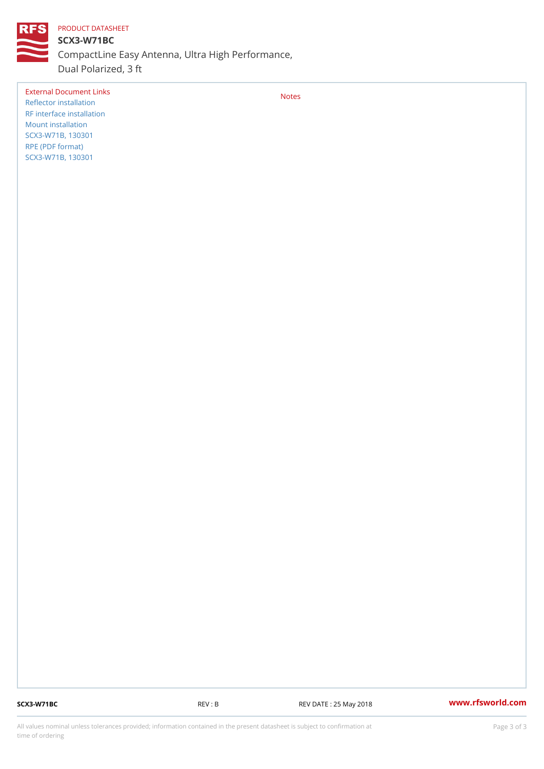## External Document Links

Reflector installation

RF interface installation

Mount installation

SCX3-W71B, 130301

RPE (PDF format)

SCX3-W71B, 130301

## Notes